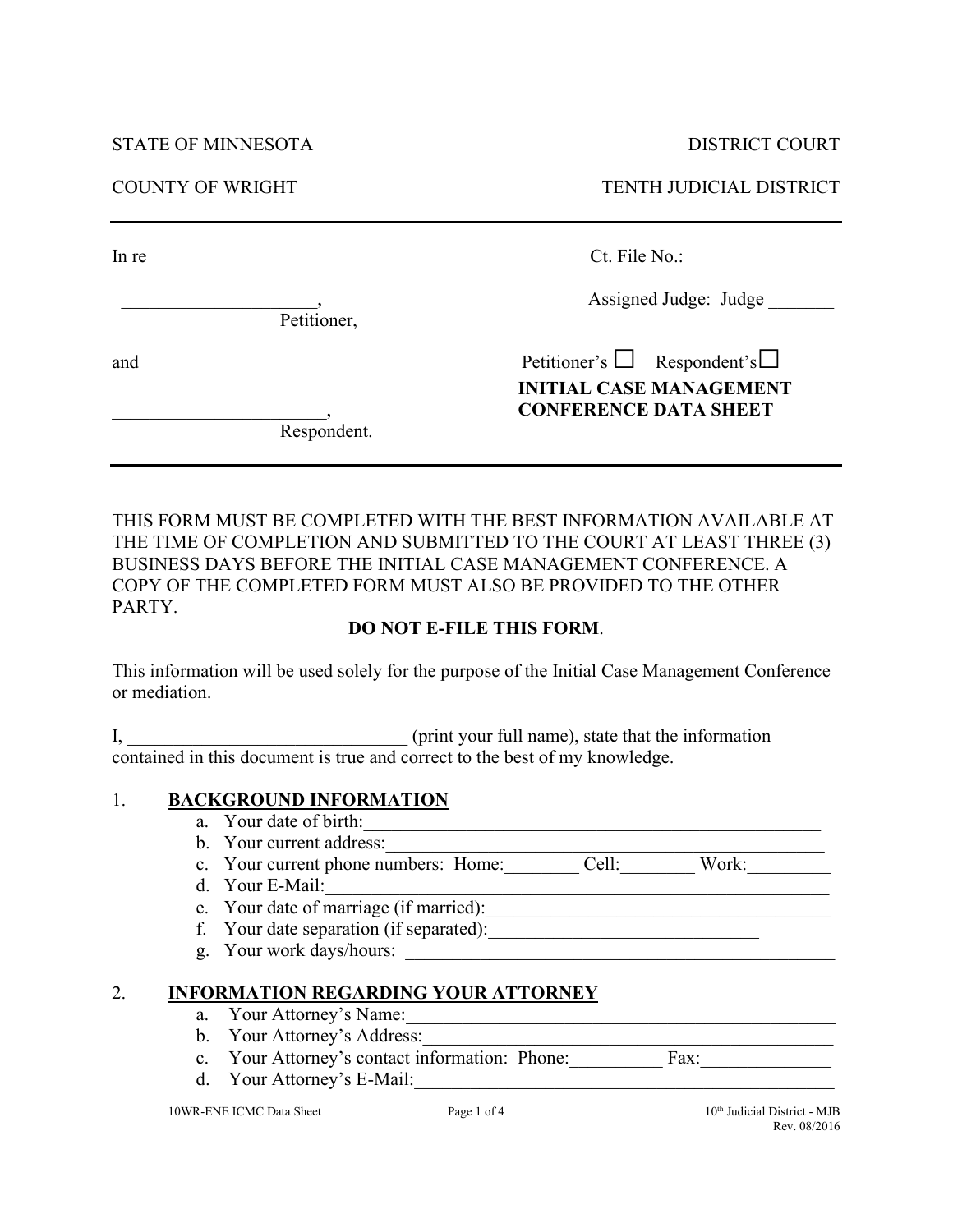STATE OF MINNESOTA | DISTRICT COURT

COUNTY OF WRIGHT | TENTH JUDICIAL DISTRICT

---

In re

\_\_\_\_\_\_\_\_\_\_\_\_\_\_\_\_\_\_\_\_,
Petitioner,

and

\_\_\_\_\_\_\_\_\_\_\_\_\_\_\_\_\_\_\_\_\_\_,
Respondent.

Ct. File No.:

Assigned Judge: Judge \_\_\_\_\_\_\_

Petitioner's ☐ Respondent's ☐

**INITIAL CASE MANAGEMENT CONFERENCE DATA SHEET**

---

THIS FORM MUST BE COMPLETED WITH THE BEST INFORMATION AVAILABLE AT THE TIME OF COMPLETION AND SUBMITTED TO THE COURT AT LEAST THREE (3) BUSINESS DAYS BEFORE THE INITIAL CASE MANAGEMENT CONFERENCE. A COPY OF THE COMPLETED FORM MUST ALSO BE PROVIDED TO THE OTHER PARTY.

**DO NOT E-FILE THIS FORM**.

This information will be used solely for the purpose of the Initial Case Management Conference or mediation.

I, \_\_\_\_\_\_\_\_\_\_\_\_\_\_\_\_\_\_\_\_\_\_\_\_\_\_\_\_\_\_ (print your full name), state that the information contained in this document is true and correct to the best of my knowledge.

1. **BACKGROUND INFORMATION**
   a. Your date of birth:\_\_\_\_\_\_\_\_\_\_\_\_\_\_\_\_\_\_\_\_\_\_\_\_\_\_\_\_\_\_\_\_\_\_\_\_\_\_\_\_\_\_\_\_\_\_\_\_\_\_
   b. Your current address:\_\_\_\_\_\_\_\_\_\_\_\_\_\_\_\_\_\_\_\_\_\_\_\_\_\_\_\_\_\_\_\_\_\_\_\_\_\_\_\_\_\_\_\_\_\_
   c. Your current phone numbers: Home:\_\_\_\_\_\_\_\_ Cell:\_\_\_\_\_\_\_\_ Work:\_\_\_\_\_\_\_\_\_
   d. Your E-Mail:\_\_\_\_\_\_\_\_\_\_\_\_\_\_\_\_\_\_\_\_\_\_\_\_\_\_\_\_\_\_\_\_\_\_\_\_\_\_\_\_\_\_\_\_\_\_\_\_\_\_\_\_\_\_
   e. Your date of marriage (if married):\_\_\_\_\_\_\_\_\_\_\_\_\_\_\_\_\_\_\_\_\_\_\_\_\_\_\_\_\_\_\_\_\_\_\_\_\_\_
   f. Your date separation (if separated):\_\_\_\_\_\_\_\_\_\_\_\_\_\_\_\_\_\_\_\_\_\_\_\_\_\_\_\_\_\_
   g. Your work days/hours: \_\_\_\_\_\_\_\_\_\_\_\_\_\_\_\_\_\_\_\_\_\_\_\_\_\_\_\_\_\_\_\_\_\_\_\_\_\_\_\_\_\_\_\_\_\_\_\_

2. **INFORMATION REGARDING YOUR ATTORNEY**
   a. Your Attorney's Name:\_\_\_\_\_\_\_\_\_\_\_\_\_\_\_\_\_\_\_\_\_\_\_\_\_\_\_\_\_\_\_\_\_\_\_\_\_\_\_\_\_\_\_\_\_\_\_\_
   b. Your Attorney's Address:\_\_\_\_\_\_\_\_\_\_\_\_\_\_\_\_\_\_\_\_\_\_\_\_\_\_\_\_\_\_\_\_\_\_\_\_\_\_\_\_\_\_\_\_\_\_
   c. Your Attorney's contact information: Phone:\_\_\_\_\_\_\_\_\_\_ Fax:\_\_\_\_\_\_\_\_\_\_\_\_\_\_
   d. Your Attorney's E-Mail:\_\_\_\_\_\_\_\_\_\_\_\_\_\_\_\_\_\_\_\_\_\_\_\_\_\_\_\_\_\_\_\_\_\_\_\_\_\_\_\_\_\_\_\_\_\_\_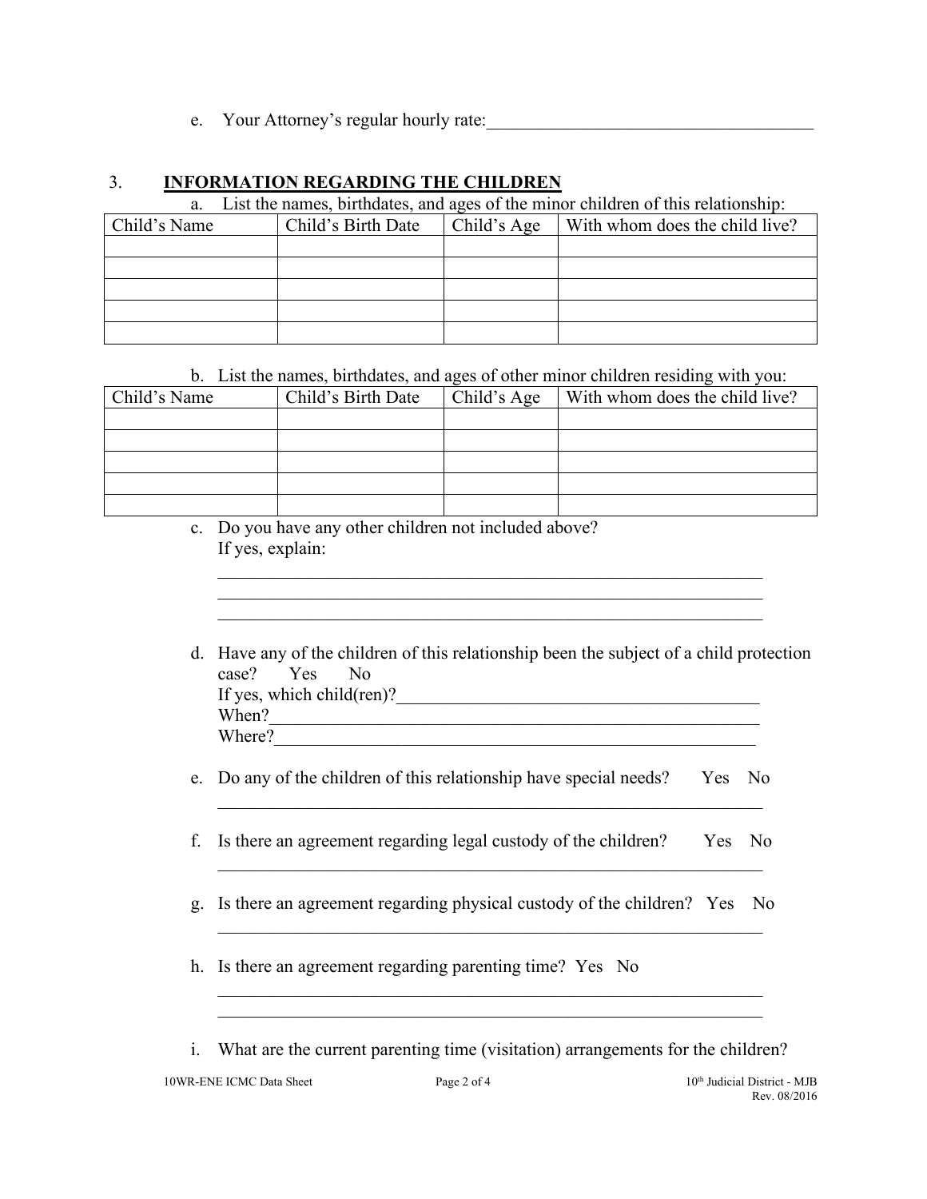e. Your Attorney's regular hourly rate:_____________________________________

### 3. **INFORMATION REGARDING THE CHILDREN**

a. List the names, birthdates, and ages of the minor children of this relationship:

| Child's Name | Child's Birth Date | Child's Age | With whom does the child live? |
|---|---|---|---|
| | | | |
| | | | |
| | | | |
| | | | |
| | | | |

b. List the names, birthdates, and ages of other minor children residing with you:

| Child's Name | Child's Birth Date | Child's Age | With whom does the child live? |
|---|---|---|---|
| | | | |
| | | | |
| | | | |
| | | | |
| | | | |

c. Do you have any other children not included above?
If yes, explain:
_______________________________________________________________
_______________________________________________________________
_______________________________________________________________

d. Have any of the children of this relationship been the subject of a child protection case? Yes No
If yes, which child(ren)?_________________________________________
When?_________________________________________________________
Where?________________________________________________________

e. Do any of the children of this relationship have special needs? Yes No
_______________________________________________________________

f. Is there an agreement regarding legal custody of the children? Yes No
_______________________________________________________________

g. Is there an agreement regarding physical custody of the children? Yes No
_______________________________________________________________

h. Is there an agreement regarding parenting time? Yes No
_______________________________________________________________
_______________________________________________________________

i. What are the current parenting time (visitation) arrangements for the children?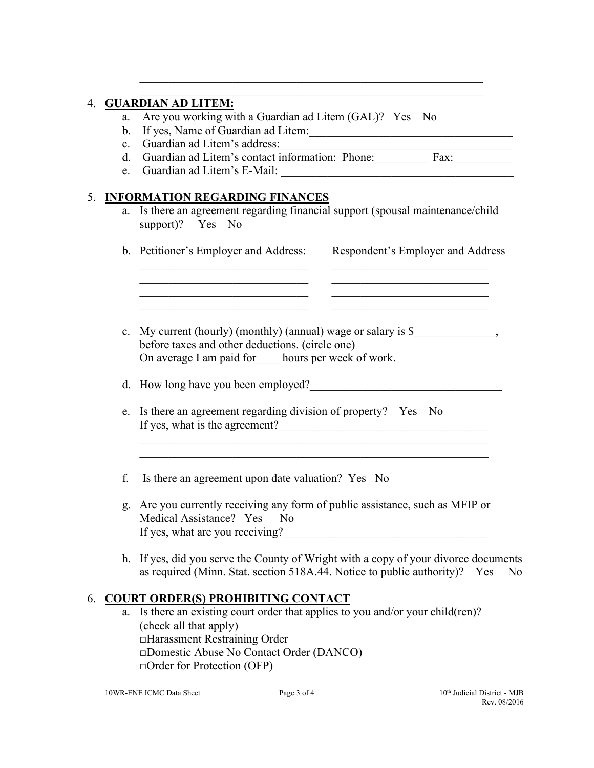\_\_\_\_\_\_\_\_\_\_\_\_\_\_\_\_\_\_\_\_\_\_\_\_\_\_\_\_\_\_\_\_\_\_\_\_\_\_\_\_\_\_\_\_\_\_\_\_\_\_\_\_\_\_\_\_\_\_\_\_

\_\_\_\_\_\_\_\_\_\_\_\_\_\_\_\_\_\_\_\_\_\_\_\_\_\_\_\_\_\_\_\_\_\_\_\_\_\_\_\_\_\_\_\_\_\_\_\_\_\_\_\_\_\_\_\_\_\_\_\_

4. **GUARDIAN AD LITEM:**
   a. Are you working with a Guardian ad Litem (GAL)? Yes No
   b. If yes, Name of Guardian ad Litem:\_\_\_\_\_\_\_\_\_\_\_\_\_\_\_\_\_\_\_\_\_\_\_\_\_\_\_\_\_\_\_\_\_\_\_\_
   c. Guardian ad Litem's address:\_\_\_\_\_\_\_\_\_\_\_\_\_\_\_\_\_\_\_\_\_\_\_\_\_\_\_\_\_\_\_\_\_\_\_\_\_\_\_\_
   d. Guardian ad Litem's contact information: Phone:\_\_\_\_\_\_\_\_\_ Fax:\_\_\_\_\_\_\_\_\_\_
   e. Guardian ad Litem's E-Mail: \_\_\_\_\_\_\_\_\_\_\_\_\_\_\_\_\_\_\_\_\_\_\_\_\_\_\_\_\_\_\_\_\_\_\_\_\_\_\_\_

5. **INFORMATION REGARDING FINANCES**
   a. Is there an agreement regarding financial support (spousal maintenance/child support)? Yes No

   b. Petitioner's Employer and Address: \_\_\_\_\_\_\_\_\_\_\_\_\_\_\_\_\_\_\_\_\_\_\_\_\_\_\_\_\_\_ \_\_\_\_\_\_\_\_\_\_\_\_\_\_\_\_\_\_\_\_\_\_\_\_\_\_\_\_\_\_ \_\_\_\_\_\_\_\_\_\_\_\_\_\_\_\_\_\_\_\_\_\_\_\_\_\_\_\_\_\_ \_\_\_\_\_\_\_\_\_\_\_\_\_\_\_\_\_\_\_\_\_\_\_\_\_\_\_\_\_\_

      Respondent's Employer and Address \_\_\_\_\_\_\_\_\_\_\_\_\_\_\_\_\_\_\_\_\_\_\_\_\_\_\_\_ \_\_\_\_\_\_\_\_\_\_\_\_\_\_\_\_\_\_\_\_\_\_\_\_\_\_\_\_ \_\_\_\_\_\_\_\_\_\_\_\_\_\_\_\_\_\_\_\_\_\_\_\_\_\_\_\_ \_\_\_\_\_\_\_\_\_\_\_\_\_\_\_\_\_\_\_\_\_\_\_\_\_\_\_\_

   c. My current (hourly) (monthly) (annual) wage or salary is $\_\_\_\_\_\_\_\_\_\_\_\_\_\_, before taxes and other deductions. (circle one)
      On average I am paid for\_\_\_\_ hours per week of work.

   d. How long have you been employed?\_\_\_\_\_\_\_\_\_\_\_\_\_\_\_\_\_\_\_\_\_\_\_\_\_\_\_\_\_\_\_\_\_\_

   e. Is there an agreement regarding division of property? Yes No
      If yes, what is the agreement?\_\_\_\_\_\_\_\_\_\_\_\_\_\_\_\_\_\_\_\_\_\_\_\_\_\_\_\_\_\_\_\_\_\_\_\_\_
      \_\_\_\_\_\_\_\_\_\_\_\_\_\_\_\_\_\_\_\_\_\_\_\_\_\_\_\_\_\_\_\_\_\_\_\_\_\_\_\_\_\_\_\_\_\_\_\_\_\_\_\_\_\_\_\_\_\_\_\_
      \_\_\_\_\_\_\_\_\_\_\_\_\_\_\_\_\_\_\_\_\_\_\_\_\_\_\_\_\_\_\_\_\_\_\_\_\_\_\_\_\_\_\_\_\_\_\_\_\_\_\_\_\_\_\_\_\_\_\_\_

   f. Is there an agreement upon date valuation? Yes No

   g. Are you currently receiving any form of public assistance, such as MFIP or Medical Assistance? Yes No
      If yes, what are you receiving?\_\_\_\_\_\_\_\_\_\_\_\_\_\_\_\_\_\_\_\_\_\_\_\_\_\_\_\_\_\_\_\_\_\_\_

   h. If yes, did you serve the County of Wright with a copy of your divorce documents as required (Minn. Stat. section 518A.44. Notice to public authority)? Yes No

6. **COURT ORDER(S) PROHIBITING CONTACT**
   a. Is there an existing court order that applies to you and/or your child(ren)? (check all that apply)
      □Harassment Restraining Order
      □Domestic Abuse No Contact Order (DANCO)
      □Order for Protection (OFP)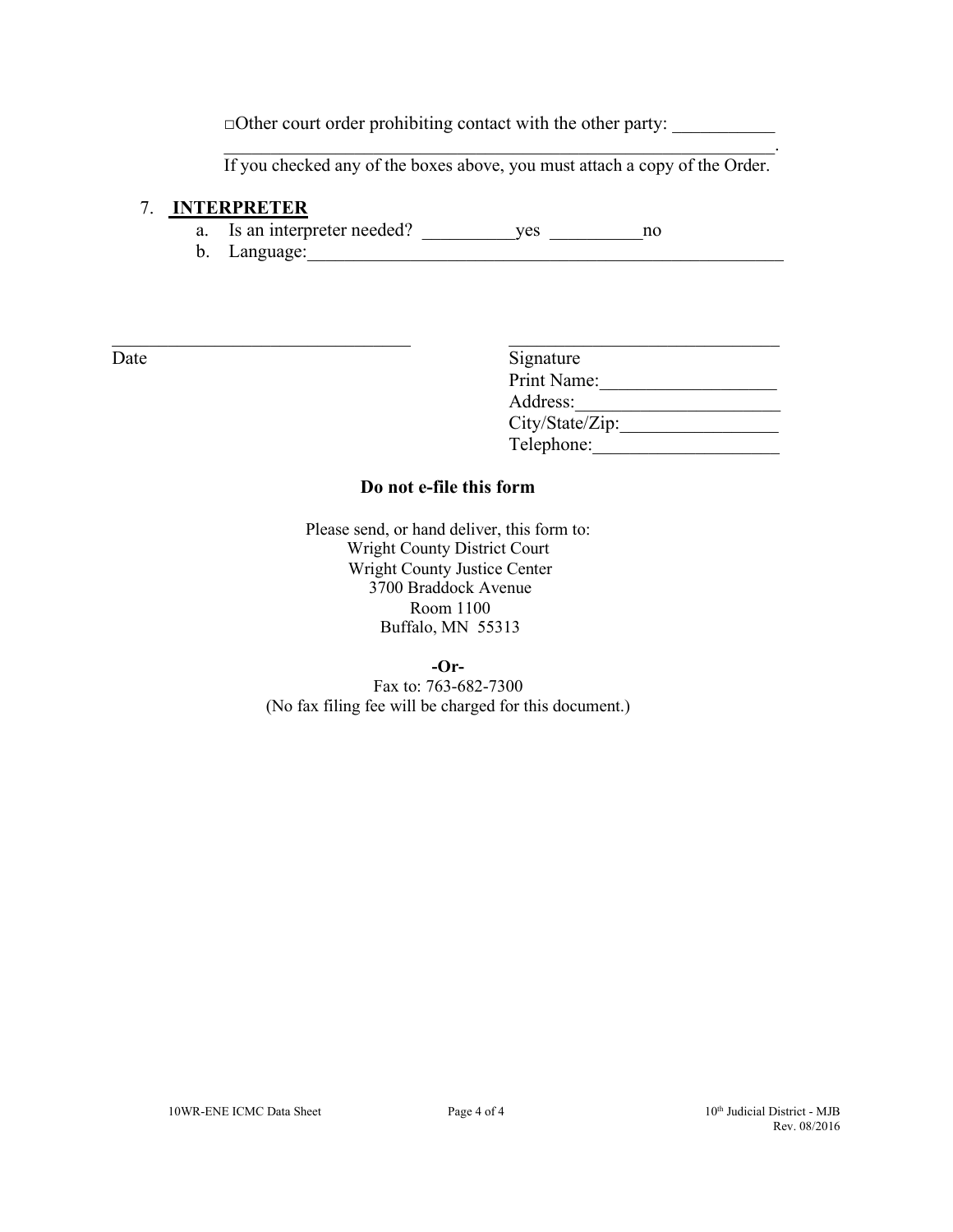□Other court order prohibiting contact with the other party: ___________
_____________________________________________________________.
If you checked any of the boxes above, you must attach a copy of the Order.

7. **INTERPRETER**
   a. Is an interpreter needed? __________yes __________no
   b. Language:_____________________________________________________

_________________________________ Date

_______________________________
Signature
Print Name:__________________
Address:_____________________
City/State/Zip:_________________
Telephone:___________________

**Do not e-file this form**

Please send, or hand deliver, this form to:
Wright County District Court
Wright County Justice Center
3700 Braddock Avenue
Room 1100
Buffalo, MN 55313

**-Or-**

Fax to: 763-682-7300
(No fax filing fee will be charged for this document.)